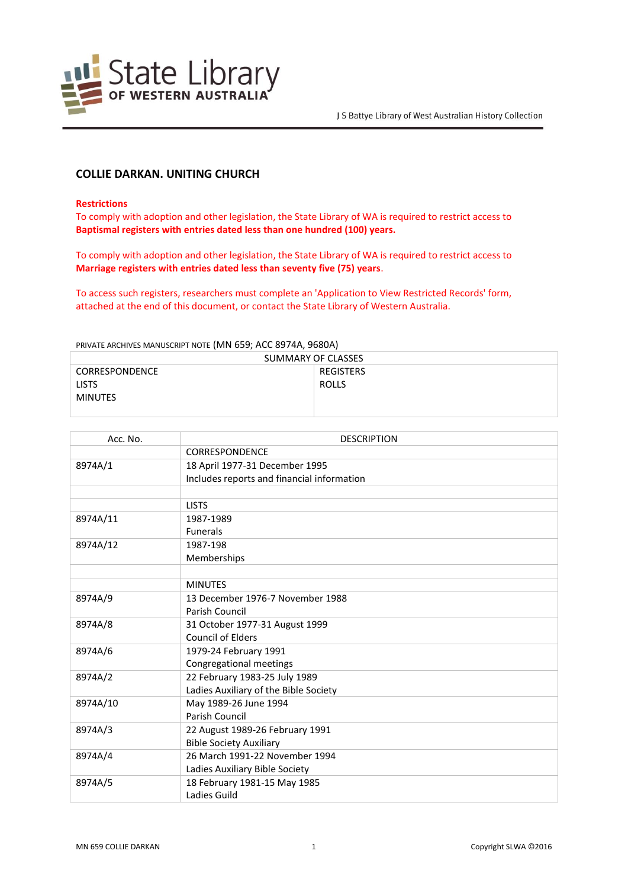# COLLIE DARKAN. UNITING CHURCH

**Restrictions**

To comply with adoption and other legislation, the State Library of WA is required to restrict access to **Baptismal registers with entries dated less than one hundred (100) years.**

To comply with adoption and other legislation, the State Library of WA is required to restrict access to **Marriage registers with entries dated less than seventy five (75) years**.

To access such registers, researchers must complete an 'Application to View Restricted Records' form, attached at the end of this document, or contact the State Library of Western Australia.

PRIVATE ARCHIVES MANUSCRIPT NOTE (MN 659; ACC 8974A, 9680A)

| SUMMARY OF CLASSES | |
|---|---|
| CORRESPONDENCE<br>LISTS<br>MINUTES | REGISTERS<br>ROLLS |

| Acc. No. | DESCRIPTION |
|---|---|
| | CORRESPONDENCE |
| 8974A/1 | 18 April 1977-31 December 1995<br>Includes reports and financial information |
| | |
| | LISTS |
| 8974A/11 | 1987-1989<br>Funerals |
| 8974A/12 | 1987-198<br>Memberships |
| | |
| | MINUTES |
| 8974A/9 | 13 December 1976-7 November 1988<br>Parish Council |
| 8974A/8 | 31 October 1977-31 August 1999<br>Council of Elders |
| 8974A/6 | 1979-24 February 1991<br>Congregational meetings |
| 8974A/2 | 22 February 1983-25 July 1989<br>Ladies Auxiliary of the Bible Society |
| 8974A/10 | May 1989-26 June 1994<br>Parish Council |
| 8974A/3 | 22 August 1989-26 February 1991<br>Bible Society Auxiliary |
| 8974A/4 | 26 March 1991-22 November 1994<br>Ladies Auxiliary Bible Society |
| 8974A/5 | 18 February 1981-15 May 1985<br>Ladies Guild |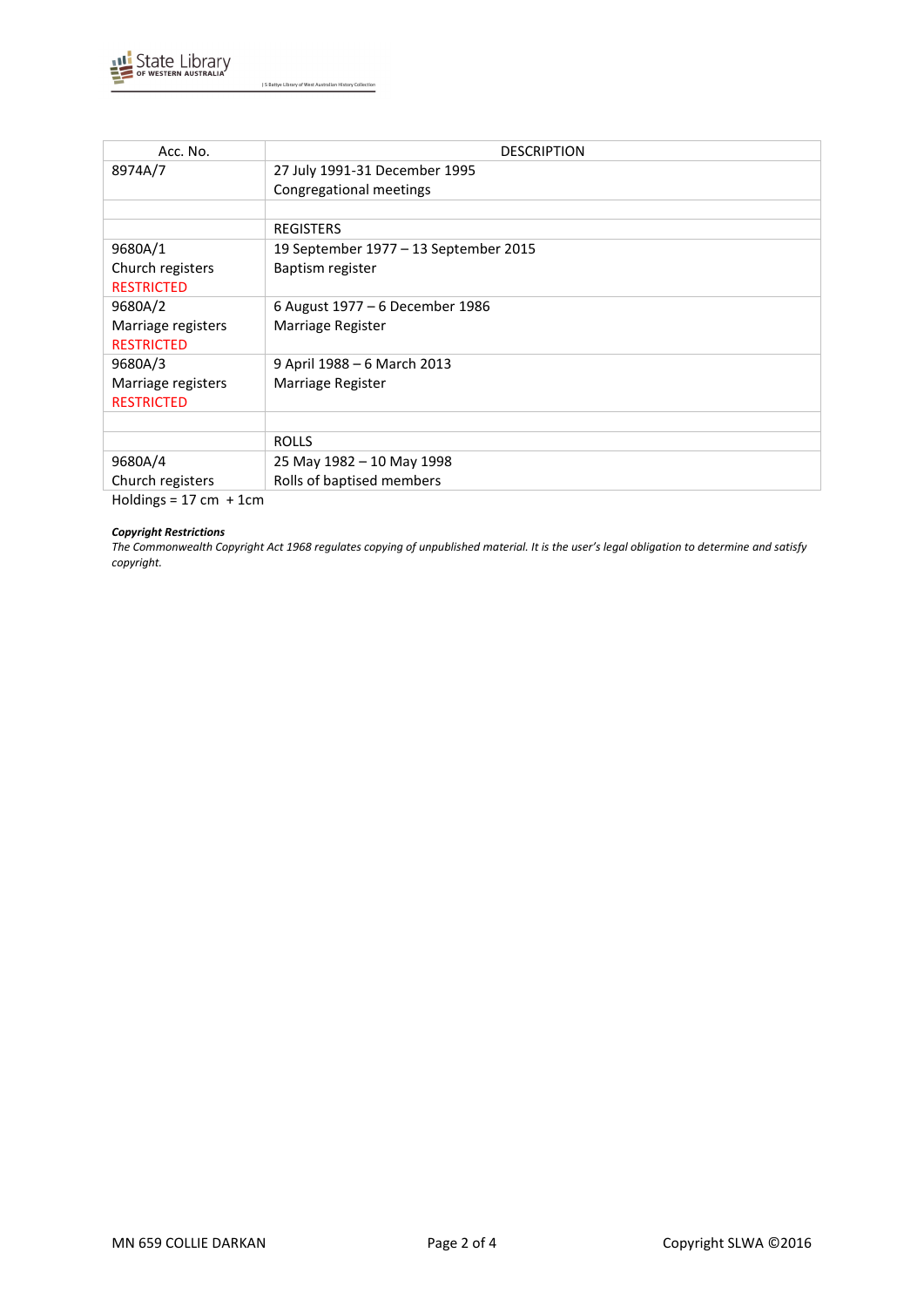| Acc. No. | DESCRIPTION |
|---|---|
| 8974A/7 | 27 July 1991-31 December 1995<br>Congregational meetings |
| | |
| | REGISTERS |
| 9680A/1<br>Church registers<br>RESTRICTED | 19 September 1977 – 13 September 2015<br>Baptism register |
| 9680A/2<br>Marriage registers<br>RESTRICTED | 6 August 1977 – 6 December 1986<br>Marriage Register |
| 9680A/3<br>Marriage registers<br>RESTRICTED | 9 April 1988 – 6 March 2013<br>Marriage Register |
| | |
| | ROLLS |
| 9680A/4<br>Church registers | 25 May 1982 – 10 May 1998<br>Rolls of baptised members |

Holdings = 17 cm + 1cm

***Copyright Restrictions***

*The Commonwealth Copyright Act 1968 regulates copying of unpublished material. It is the user's legal obligation to determine and satisfy copyright.*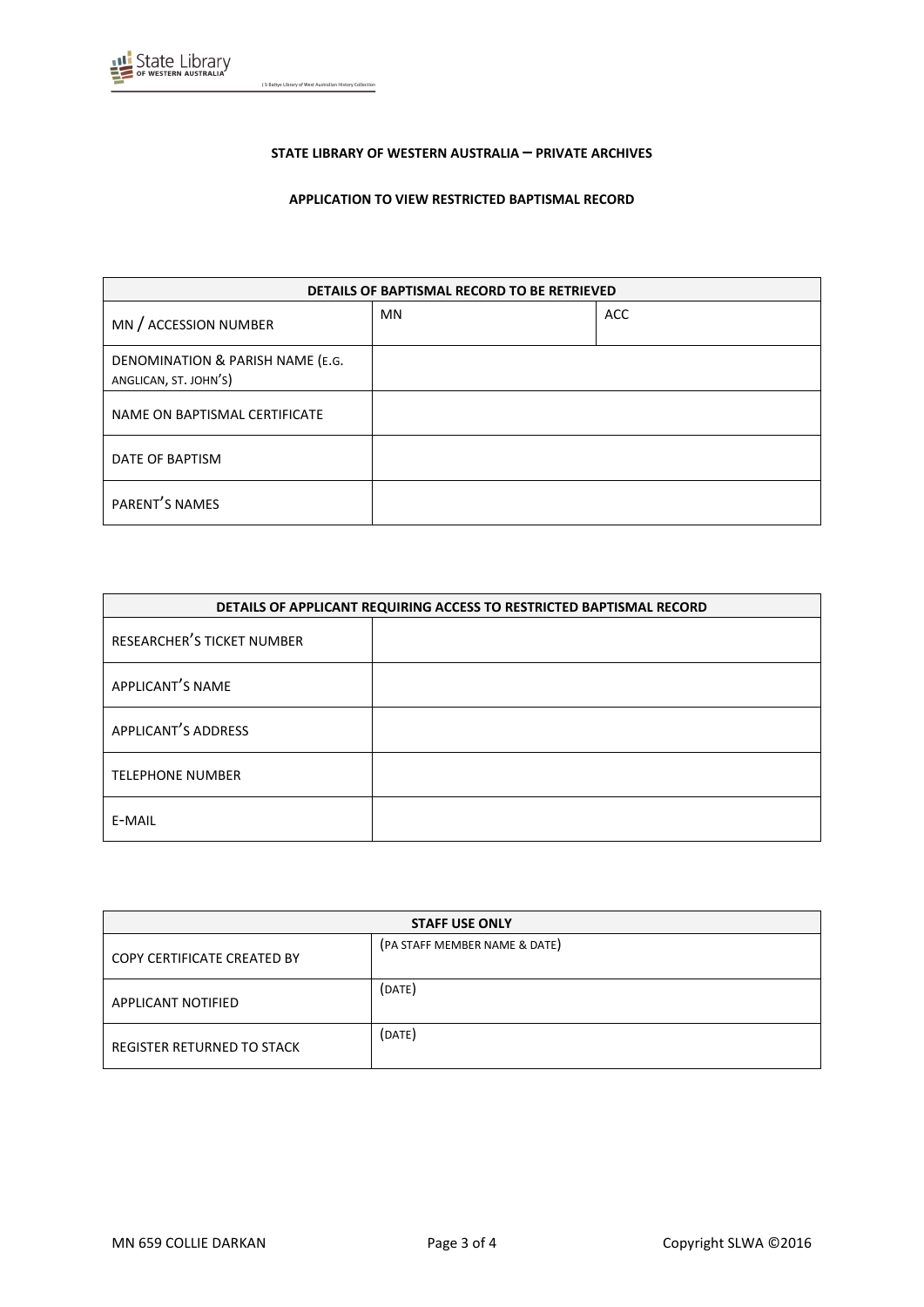**STATE LIBRARY OF WESTERN AUSTRALIA – PRIVATE ARCHIVES**

**APPLICATION TO VIEW RESTRICTED BAPTISMAL RECORD**

| DETAILS OF BAPTISMAL RECORD TO BE RETRIEVED | | |
|---|---|---|
| MN / ACCESSION NUMBER | MN | ACC |
| DENOMINATION & PARISH NAME (E.G. ANGLICAN, ST. JOHN'S) | | |
| NAME ON BAPTISMAL CERTIFICATE | | |
| DATE OF BAPTISM | | |
| PARENT'S NAMES | | |

| DETAILS OF APPLICANT REQUIRING ACCESS TO RESTRICTED BAPTISMAL RECORD | |
|---|---|
| RESEARCHER'S TICKET NUMBER | |
| APPLICANT'S NAME | |
| APPLICANT'S ADDRESS | |
| TELEPHONE NUMBER | |
| E-MAIL | |

| STAFF USE ONLY | |
|---|---|
| COPY CERTIFICATE CREATED BY | (PA STAFF MEMBER NAME & DATE) |
| APPLICANT NOTIFIED | (DATE) |
| REGISTER RETURNED TO STACK | (DATE) |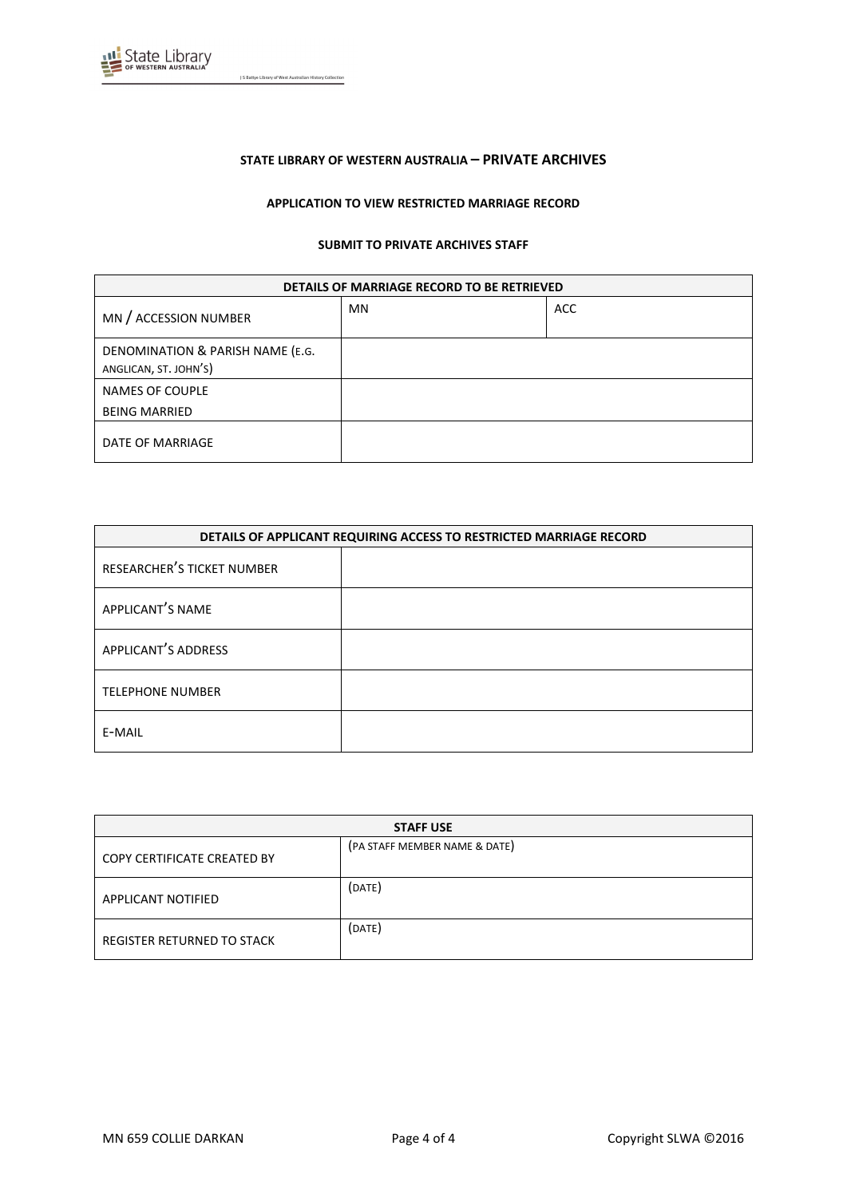**STATE LIBRARY OF WESTERN AUSTRALIA – PRIVATE ARCHIVES**

**APPLICATION TO VIEW RESTRICTED MARRIAGE RECORD**

**SUBMIT TO PRIVATE ARCHIVES STAFF**

| **DETAILS OF MARRIAGE RECORD TO BE RETRIEVED** | | |
|---|---|---|
| MN / ACCESSION NUMBER | MN | ACC |
| DENOMINATION & PARISH NAME (E.G. ANGLICAN, ST. JOHN'S) | | |
| NAMES OF COUPLE BEING MARRIED | | |
| DATE OF MARRIAGE | | |

| **DETAILS OF APPLICANT REQUIRING ACCESS TO RESTRICTED MARRIAGE RECORD** | |
|---|---|
| RESEARCHER'S TICKET NUMBER | |
| APPLICANT'S NAME | |
| APPLICANT'S ADDRESS | |
| TELEPHONE NUMBER | |
| E-MAIL | |

| **STAFF USE** | |
|---|---|
| COPY CERTIFICATE CREATED BY | (PA STAFF MEMBER NAME & DATE) |
| APPLICANT NOTIFIED | (DATE) |
| REGISTER RETURNED TO STACK | (DATE) |